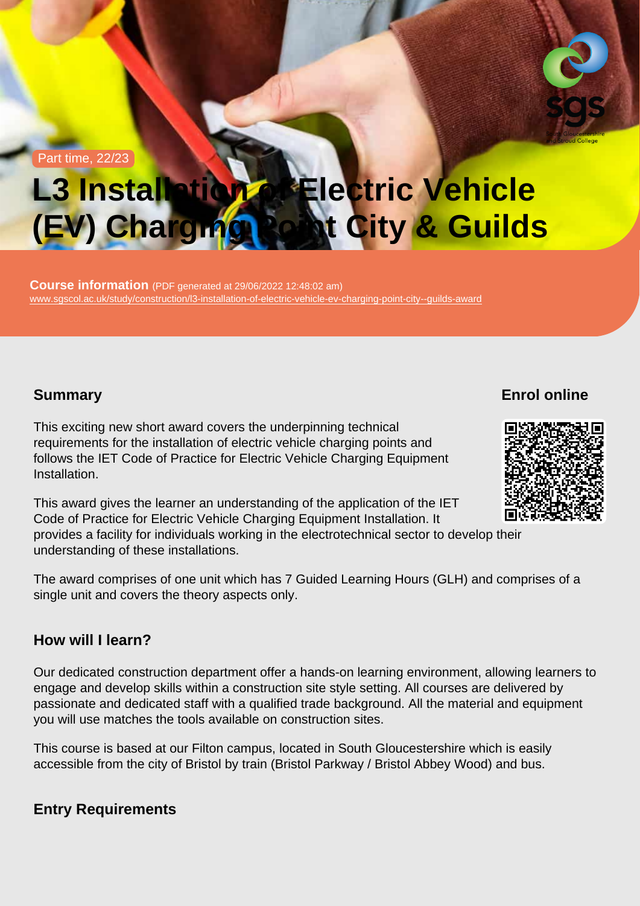Part time, 22/23

# L3 Installation of Electric Vehicle (EV) Charging Point City & Guilds

**Course information** (PDF generated at 29/06/2022 12:48:02 am)
www.sgscol.ac.uk/study/construction/l3-installation-of-electric-vehicle-ev-charging-point-city--guilds-award

## Summary

This exciting new short award covers the underpinning technical requirements for the installation of electric vehicle charging points and follows the IET Code of Practice for Electric Vehicle Charging Equipment Installation.

This award gives the learner an understanding of the application of the IET Code of Practice for Electric Vehicle Charging Equipment Installation. It provides a facility for individuals working in the electrotechnical sector to develop their understanding of these installations.

The award comprises of one unit which has 7 Guided Learning Hours (GLH) and comprises of a single unit and covers the theory aspects only.

## Enrol online

## How will I learn?

Our dedicated construction department offer a hands-on learning environment, allowing learners to engage and develop skills within a construction site style setting. All courses are delivered by passionate and dedicated staff with a qualified trade background. All the material and equipment you will use matches the tools available on construction sites.

This course is based at our Filton campus, located in South Gloucestershire which is easily accessible from the city of Bristol by train (Bristol Parkway / Bristol Abbey Wood) and bus.

## Entry Requirements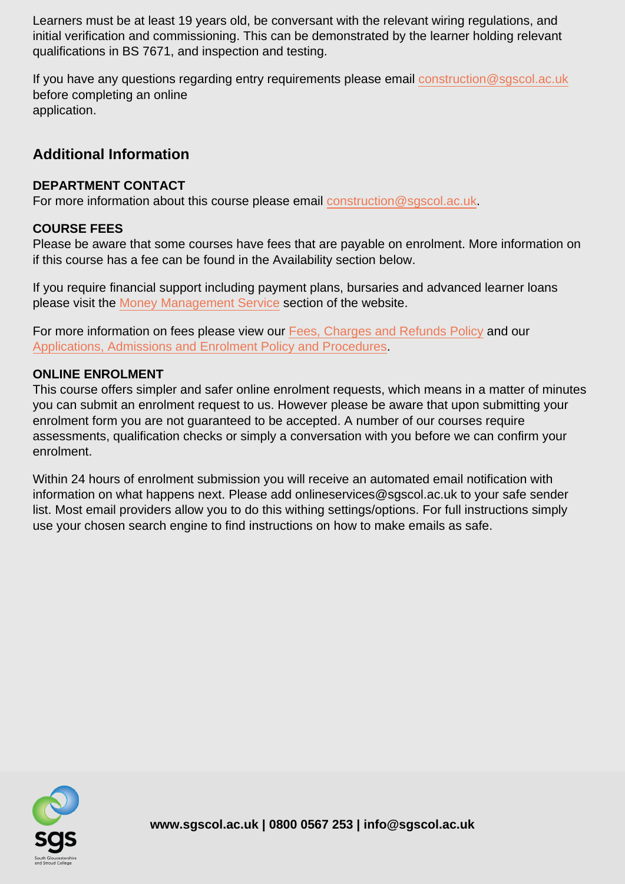Learners must be at least 19 years old, be conversant with the relevant wiring regulations, and initial verification and commissioning. This can be demonstrated by the learner holding relevant qualifications in BS 7671, and inspection and testing.

If you have any questions regarding entry requirements please email construction@sgscol.ac.uk before completing an online application.

## Additional Information

**DEPARTMENT CONTACT**

For more information about this course please email construction@sgscol.ac.uk.

**COURSE FEES**

Please be aware that some courses have fees that are payable on enrolment. More information on if this course has a fee can be found in the Availability section below.

If you require financial support including payment plans, bursaries and advanced learner loans please visit the Money Management Service section of the website.

For more information on fees please view our Fees, Charges and Refunds Policy and our Applications, Admissions and Enrolment Policy and Procedures.

**ONLINE ENROLMENT**

This course offers simpler and safer online enrolment requests, which means in a matter of minutes you can submit an enrolment request to us. However please be aware that upon submitting your enrolment form you are not guaranteed to be accepted. A number of our courses require assessments, qualification checks or simply a conversation with you before we can confirm your enrolment.

Within 24 hours of enrolment submission you will receive an automated email notification with information on what happens next. Please add onlineservices@sgscol.ac.uk to your safe sender list. Most email providers allow you to do this withing settings/options. For full instructions simply use your chosen search engine to find instructions on how to make emails as safe.

sgs South Gloucestershire and Stroud College

**www.sgscol.ac.uk | 0800 0567 253 | info@sgscol.ac.uk**